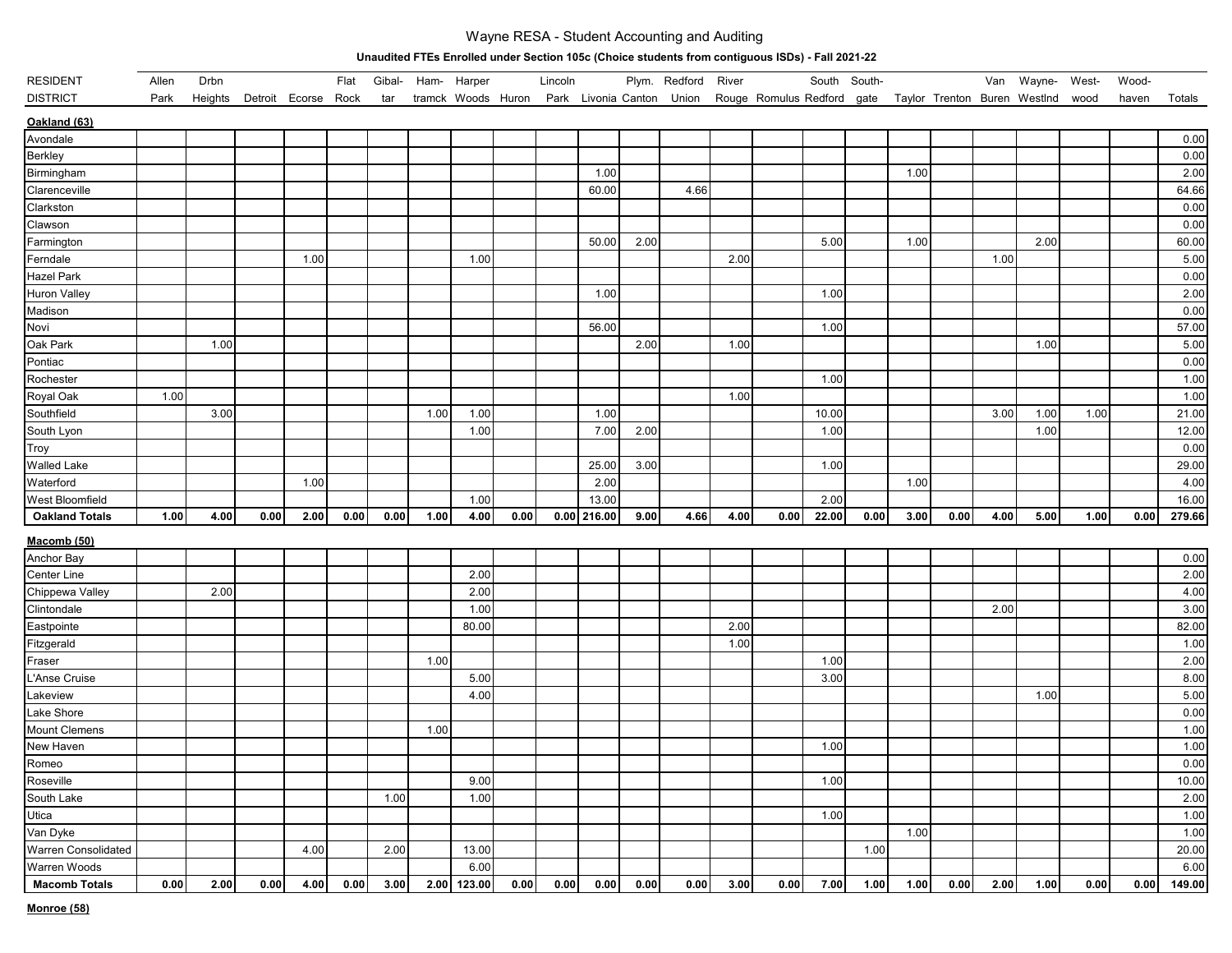# Wayne RESA - Student Accounting and Auditing

**Unaudited FTEs Enrolled under Section 105c (Choice students from contiguous ISDs) - Fall 2021-22**

| RESIDENT DISTRICT | Allen Park | Drbn Heights | Detroit | Ecorse | Flat Rock | Gibal-tar | Ham-tramck | Harper Woods | Huron | Lincoln Park | Livonia | Plym. Canton | Redford Union | River Rouge | Romulus | South Redford | South-gate | Taylor | Trenton | Van Buren | Wayne-Westlnd | West-wood | Wood-haven | Totals |
|---|---|---|---|---|---|---|---|---|---|---|---|---|---|---|---|---|---|---|---|---|---|---|---|---|
| **Oakland (63)** | | | | | | | | | | | | | | | | | | | | | | | | |
| Avondale | | | | | | | | | | | | | | | | | | | | | | | | 0.00 |
| Berkley | | | | | | | | | | | | | | | | | | | | | | | | 0.00 |
| Birmingham | | | | | | | | | | | 1.00 | | | | | | | 1.00 | | | | | | 2.00 |
| Clarenceville | | | | | | | | | | | 60.00 | | 4.66 | | | | | | | | | | | 64.66 |
| Clarkston | | | | | | | | | | | | | | | | | | | | | | | | 0.00 |
| Clawson | | | | | | | | | | | | | | | | | | | | | | | | 0.00 |
| Farmington | | | | | | | | | | | 50.00 | 2.00 | | | | 5.00 | | 1.00 | | | 2.00 | | | 60.00 |
| Ferndale | | | | 1.00 | | | | 1.00 | | | | | | 2.00 | | | | | | 1.00 | | | | 5.00 |
| Hazel Park | | | | | | | | | | | | | | | | | | | | | | | | 0.00 |
| Huron Valley | | | | | | | | | | | 1.00 | | | | | 1.00 | | | | | | | | 2.00 |
| Madison | | | | | | | | | | | | | | | | | | | | | | | | 0.00 |
| Novi | | | | | | | | | | | 56.00 | | | | | 1.00 | | | | | | | | 57.00 |
| Oak Park | | 1.00 | | | | | | | | | | 2.00 | | 1.00 | | | | | | | 1.00 | | | 5.00 |
| Pontiac | | | | | | | | | | | | | | | | | | | | | | | | 0.00 |
| Rochester | | | | | | | | | | | | | | | | 1.00 | | | | | | | | 1.00 |
| Royal Oak | 1.00 | | | | | | | | | | | | | 1.00 | | | | | | | | | | 1.00 |
| Southfield | | 3.00 | | | | | 1.00 | 1.00 | | | 1.00 | | | | | 10.00 | | | | 3.00 | 1.00 | 1.00 | | 21.00 |
| South Lyon | | | | | | | | 1.00 | | | 7.00 | 2.00 | | | | 1.00 | | | | | 1.00 | | | 12.00 |
| Troy | | | | | | | | | | | | | | | | | | | | | | | | 0.00 |
| Walled Lake | | | | | | | | | | | 25.00 | 3.00 | | | | 1.00 | | | | | | | | 29.00 |
| Waterford | | | | 1.00 | | | | | | | 2.00 | | | | | | | 1.00 | | | | | | 4.00 |
| West Bloomfield | | | | | | | | 1.00 | | | 13.00 | | | | | 2.00 | | | | | | | | 16.00 |
| **Oakland Totals** | **1.00** | **4.00** | **0.00** | **2.00** | **0.00** | **0.00** | **1.00** | **4.00** | **0.00** | **0.00** | **216.00** | **9.00** | **4.66** | **4.00** | **0.00** | **22.00** | **0.00** | **3.00** | **0.00** | **4.00** | **5.00** | **1.00** | **0.00** | **279.66** |
| **Macomb (50)** | | | | | | | | | | | | | | | | | | | | | | | | |
| Anchor Bay | | | | | | | | | | | | | | | | | | | | | | | | 0.00 |
| Center Line | | | | | | | | 2.00 | | | | | | | | | | | | | | | | 2.00 |
| Chippewa Valley | | 2.00 | | | | | | 2.00 | | | | | | | | | | | | | | | | 4.00 |
| Clintondale | | | | | | | | 1.00 | | | | | | | | | | | | 2.00 | | | | 3.00 |
| Eastpointe | | | | | | | | 80.00 | | | | | | 2.00 | | | | | | | | | | 82.00 |
| Fitzgerald | | | | | | | | | | | | | | 1.00 | | | | | | | | | | 1.00 |
| Fraser | | | | | | | 1.00 | | | | | | | | | 1.00 | | | | | | | | 2.00 |
| L'Anse Cruise | | | | | | | | 5.00 | | | | | | | | 3.00 | | | | | | | | 8.00 |
| Lakeview | | | | | | | | 4.00 | | | | | | | | | | | | | 1.00 | | | 5.00 |
| Lake Shore | | | | | | | | | | | | | | | | | | | | | | | | 0.00 |
| Mount Clemens | | | | | | | 1.00 | | | | | | | | | | | | | | | | | 1.00 |
| New Haven | | | | | | | | | | | | | | | | 1.00 | | | | | | | | 1.00 |
| Romeo | | | | | | | | | | | | | | | | | | | | | | | | 0.00 |
| Roseville | | | | | | | | 9.00 | | | | | | | | 1.00 | | | | | | | | 10.00 |
| South Lake | | | | | | 1.00 | | 1.00 | | | | | | | | | | | | | | | | 2.00 |
| Utica | | | | | | | | | | | | | | | | 1.00 | | | | | | | | 1.00 |
| Van Dyke | | | | | | | | | | | | | | | | | | 1.00 | | | | | | 1.00 |
| Warren Consolidated | | | | 4.00 | | 2.00 | | 13.00 | | | | | | | | | 1.00 | | | | | | | 20.00 |
| Warren Woods | | | | | | | | 6.00 | | | | | | | | | | | | | | | | 6.00 |
| **Macomb Totals** | **0.00** | **2.00** | **0.00** | **4.00** | **0.00** | **3.00** | **2.00** | **123.00** | **0.00** | **0.00** | **0.00** | **0.00** | **0.00** | **3.00** | **0.00** | **7.00** | **1.00** | **1.00** | **0.00** | **2.00** | **1.00** | **0.00** | **0.00** | **149.00** |

**Monroe (58)**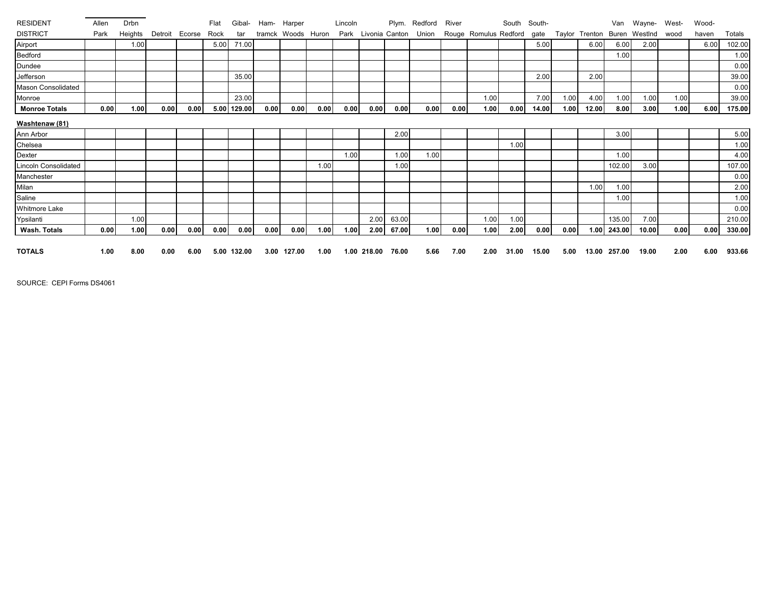| RESIDENT DISTRICT | Allen Park | Drbn Heights | Detroit | Ecorse | Flat Rock | Gibal-tar | Ham-tramck | Harper Woods | Huron | Lincoln Park | Livonia | Plym. Canton | Redford Union | River Rouge | Romulus | South Redford | South-gate | Taylor | Trenton | Van Buren | Wayne-Westlnd | West-wood | Wood-haven | Totals |
|---|---|---|---|---|---|---|---|---|---|---|---|---|---|---|---|---|---|---|---|---|---|---|---|---|
| Airport | | 1.00 | | | 5.00 | 71.00 | | | | | | | | | | | 5.00 | | 6.00 | 6.00 | 2.00 | | 6.00 | 102.00 |
| Bedford | | | | | | | | | | | | | | | | | | | | 1.00 | | | | 1.00 |
| Dundee | | | | | | | | | | | | | | | | | | | | | | | | 0.00 |
| Jefferson | | | | | | 35.00 | | | | | | | | | | | 2.00 | | 2.00 | | | | | 39.00 |
| Mason Consolidated | | | | | | | | | | | | | | | | | | | | | | | | 0.00 |
| Monroe | | | | | | 23.00 | | | | | | | | | 1.00 | | 7.00 | 1.00 | 4.00 | 1.00 | 1.00 | 1.00 | | 39.00 |
| **Monroe Totals** | **0.00** | **1.00** | **0.00** | **0.00** | **5.00** | **129.00** | **0.00** | **0.00** | **0.00** | **0.00** | **0.00** | **0.00** | **0.00** | **0.00** | **1.00** | **0.00** | **14.00** | **1.00** | **12.00** | **8.00** | **3.00** | **1.00** | **6.00** | **175.00** |
| **Washtenaw (81)** | | | | | | | | | | | | | | | | | | | | | | | | |
| Ann Arbor | | | | | | | | | | | | 2.00 | | | | | | | | 3.00 | | | | 5.00 |
| Chelsea | | | | | | | | | | | | | | | | 1.00 | | | | | | | | 1.00 |
| Dexter | | | | | | | | | | 1.00 | | 1.00 | 1.00 | | | | | | | 1.00 | | | | 4.00 |
| Lincoln Consolidated | | | | | | | | | 1.00 | | | 1.00 | | | | | | | | 102.00 | 3.00 | | | 107.00 |
| Manchester | | | | | | | | | | | | | | | | | | | | | | | | 0.00 |
| Milan | | | | | | | | | | | | | | | | | | | 1.00 | 1.00 | | | | 2.00 |
| Saline | | | | | | | | | | | | | | | | | | | | 1.00 | | | | 1.00 |
| Whitmore Lake | | | | | | | | | | | | | | | | | | | | | | | | 0.00 |
| Ypsilanti | | 1.00 | | | | | | | | | 2.00 | 63.00 | | | 1.00 | 1.00 | | | | 135.00 | 7.00 | | | 210.00 |
| **Wash. Totals** | **0.00** | **1.00** | **0.00** | **0.00** | **0.00** | **0.00** | **0.00** | **0.00** | **1.00** | **1.00** | **2.00** | **67.00** | **1.00** | **0.00** | **1.00** | **2.00** | **0.00** | **0.00** | **1.00** | **243.00** | **10.00** | **0.00** | **0.00** | **330.00** |
| **TOTALS** | **1.00** | **8.00** | **0.00** | **6.00** | **5.00** | **132.00** | **3.00** | **127.00** | **1.00** | **1.00** | **218.00** | **76.00** | **5.66** | **7.00** | **2.00** | **31.00** | **15.00** | **5.00** | **13.00** | **257.00** | **19.00** | **2.00** | **6.00** | **933.66** |

SOURCE: CEPI Forms DS4061